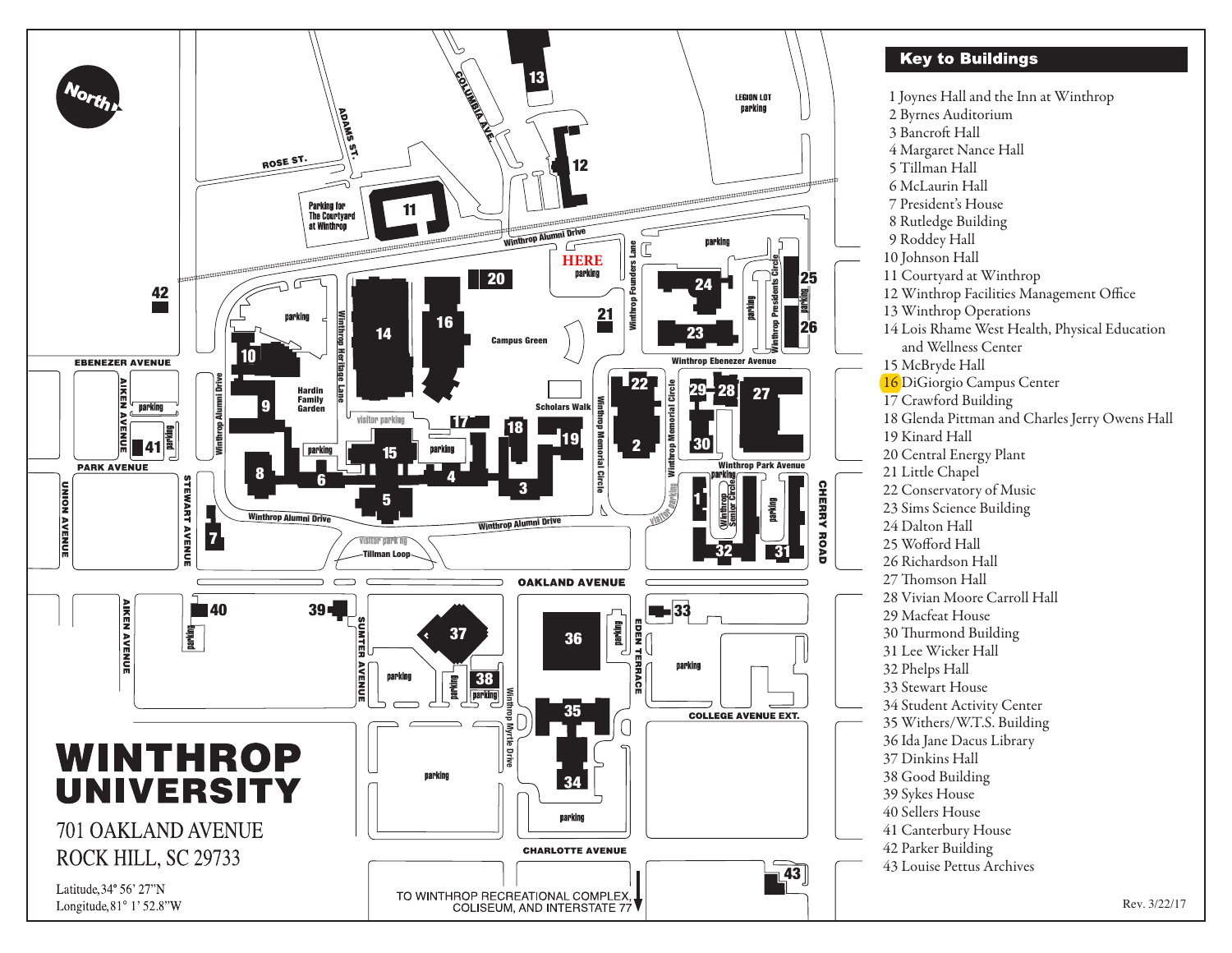# WINTHROP UNIVERSITY

701 OAKLAND AVENUE
ROCK HILL, SC 29733

Latitude, 34° 56' 27"N
Longitude, 81° 1' 52.8"W

TO WINTHROP RECREATIONAL COMPLEX, COLISEUM, AND INTERSTATE 77

## Key to Buildings

1 Joynes Hall and the Inn at Winthrop
2 Byrnes Auditorium
3 Bancroft Hall
4 Margaret Nance Hall
5 Tillman Hall
6 McLaurin Hall
7 President's House
8 Rutledge Building
9 Roddey Hall
10 Johnson Hall
11 Courtyard at Winthrop
12 Winthrop Facilities Management Office
13 Winthrop Operations
14 Lois Rhame West Health, Physical Education and Wellness Center
15 McBryde Hall
16 DiGiorgio Campus Center
17 Crawford Building
18 Glenda Pittman and Charles Jerry Owens Hall
19 Kinard Hall
20 Central Energy Plant
21 Little Chapel
22 Conservatory of Music
23 Sims Science Building
24 Dalton Hall
25 Wofford Hall
26 Richardson Hall
27 Thomson Hall
28 Vivian Moore Carroll Hall
29 Macfeat House
30 Thurmond Building
31 Lee Wicker Hall
32 Phelps Hall
33 Stewart House
34 Student Activity Center
35 Withers/W.T.S. Building
36 Ida Jane Dacus Library
37 Dinkins Hall
38 Good Building
39 Sykes House
40 Sellers House
41 Canterbury House
42 Parker Building
43 Louise Pettus Archives

Rev. 3/22/17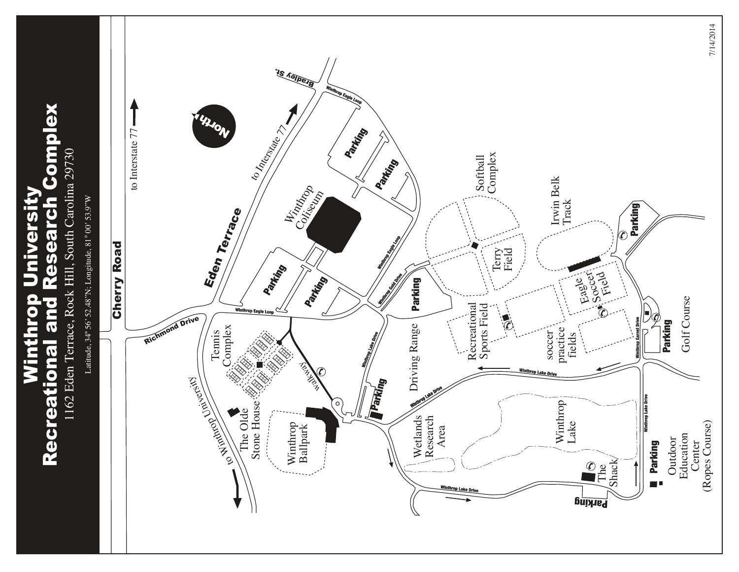# Winthrop University Recreational and Research Complex

1162 Eden Terrace, Rock Hill, South Carolina 29730

Latitude, 34° 56' 52.48"N; Longitude, 81° 00' 53.9"W

7/14/2014

Cherry Road

Eden Terrace

Richmond Drive

Bradley St.

North

to Interstate 77

to Interstate 77

to Winthrop University

Winthrop Eagle Loop

Winthrop Eagle Loop

Winthrop Eagle Loop

Winthrop Gold Drive

Winthrop Lake Drive

Winthrop Lake Drive

Winthrop Lake Drive

Winthrop Lake Drive

Winthrop Lake Drive

Winthrop Garnet Drive

Parking

Parking

Parking

Parking

Parking

Parking

Parking

Parking

Parking

Parking

Winthrop Coliseum

Softball Complex

Terry Field

Irwin Belk Track

Eagle Soccer Field

Recreational Sports Field

soccer practice fields

Golf Course

Driving Range

Tennis Complex

walkway

The Olde Stone House

Winthrop Ballpark

Wetlands Research Area

Winthrop Lake

The Shack

Outdoor Education Center (Ropes Course)